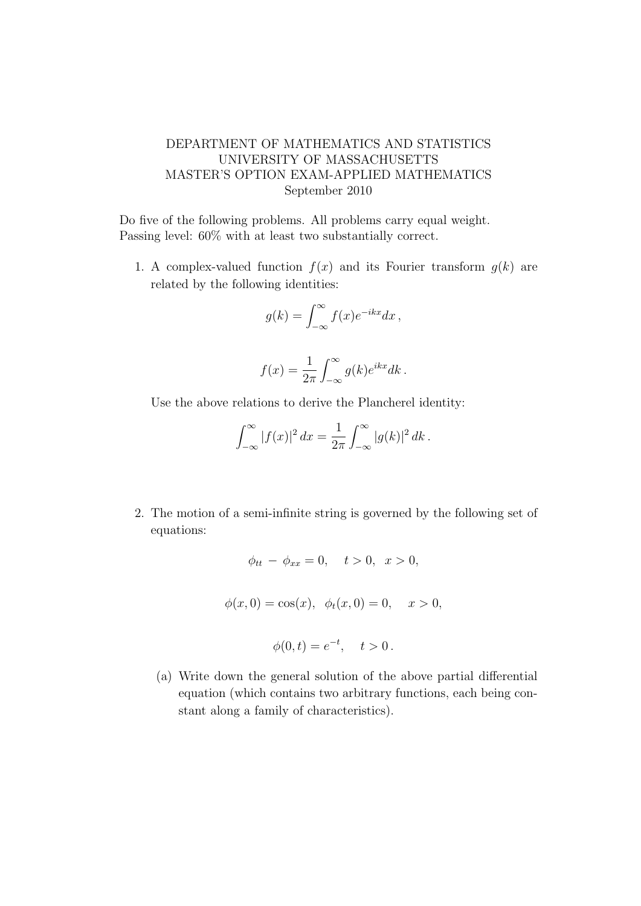DEPARTMENT OF MATHEMATICS AND STATISTICS
UNIVERSITY OF MASSACHUSETTS
MASTER'S OPTION EXAM-APPLIED MATHEMATICS
September 2010

Do five of the following problems. All problems carry equal weight.
Passing level: 60% with at least two substantially correct.

1. A complex-valued function $f(x)$ and its Fourier transform $g(k)$ are related by the following identities:

$$g(k) = \int_{-\infty}^{\infty} f(x) e^{-ikx} dx \, ,$$

$$f(x) = \frac{1}{2\pi} \int_{-\infty}^{\infty} g(k) e^{ikx} dk \, .$$

Use the above relations to derive the Plancherel identity:

$$\int_{-\infty}^{\infty} |f(x)|^2 \, dx = \frac{1}{2\pi} \int_{-\infty}^{\infty} |g(k)|^2 \, dk \, .$$

2. The motion of a semi-infinite string is governed by the following set of equations:

$$\phi_{tt} - \phi_{xx} = 0, \quad t > 0, \;\; x > 0,$$

$$\phi(x, 0) = \cos(x), \;\; \phi_t(x, 0) = 0, \quad x > 0,$$

$$\phi(0, t) = e^{-t}, \quad t > 0 \, .$$

   (a) Write down the general solution of the above partial differential equation (which contains two arbitrary functions, each being constant along a family of characteristics).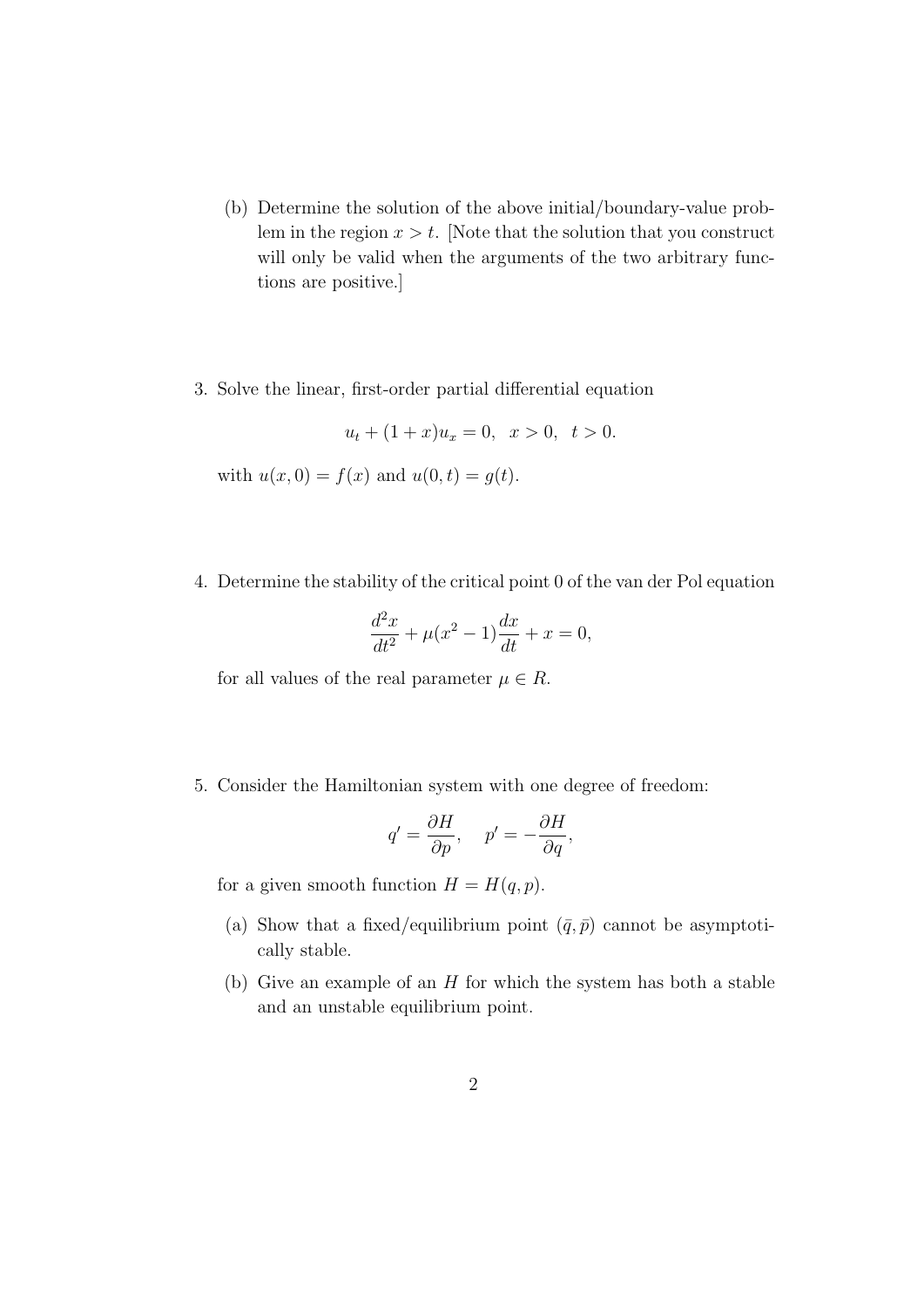(b) Determine the solution of the above initial/boundary-value problem in the region $x > t$. [Note that the solution that you construct will only be valid when the arguments of the two arbitrary functions are positive.]

3. Solve the linear, first-order partial differential equation

$$u_t + (1 + x)u_x = 0, \quad x > 0, \quad t > 0.$$

with $u(x, 0) = f(x)$ and $u(0, t) = g(t)$.

4. Determine the stability of the critical point 0 of the van der Pol equation

$$\frac{d^2x}{dt^2} + \mu(x^2 - 1)\frac{dx}{dt} + x = 0,$$

for all values of the real parameter $\mu \in R$.

5. Consider the Hamiltonian system with one degree of freedom:

$$q' = \frac{\partial H}{\partial p}, \quad p' = -\frac{\partial H}{\partial q},$$

for a given smooth function $H = H(q, p)$.

(a) Show that a fixed/equilibrium point $(\bar{q}, \bar{p})$ cannot be asymptotically stable.

(b) Give an example of an $H$ for which the system has both a stable and an unstable equilibrium point.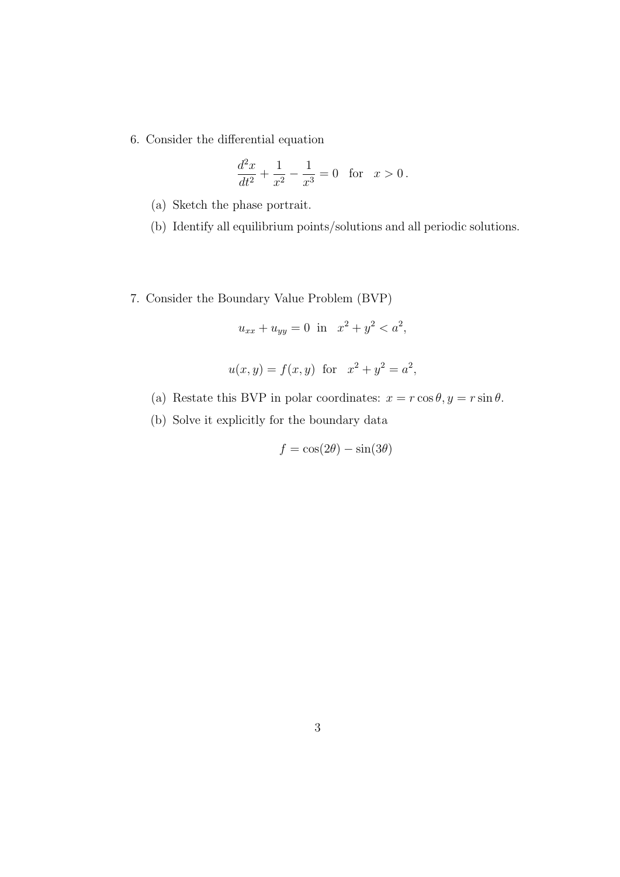6. Consider the differential equation

$$\frac{d^2x}{dt^2} + \frac{1}{x^2} - \frac{1}{x^3} = 0 \quad \text{for} \quad x > 0\,.$$

   (a) Sketch the phase portrait.

   (b) Identify all equilibrium points/solutions and all periodic solutions.

7. Consider the Boundary Value Problem (BVP)

$$u_{xx} + u_{yy} = 0 \ \text{ in } \ \ x^2 + y^2 < a^2,$$

$$u(x, y) = f(x, y) \ \text{ for } \ \ x^2 + y^2 = a^2,$$

   (a) Restate this BVP in polar coordinates: $x = r\cos\theta, y = r\sin\theta$.

   (b) Solve it explicitly for the boundary data

$$f = \cos(2\theta) - \sin(3\theta)$$